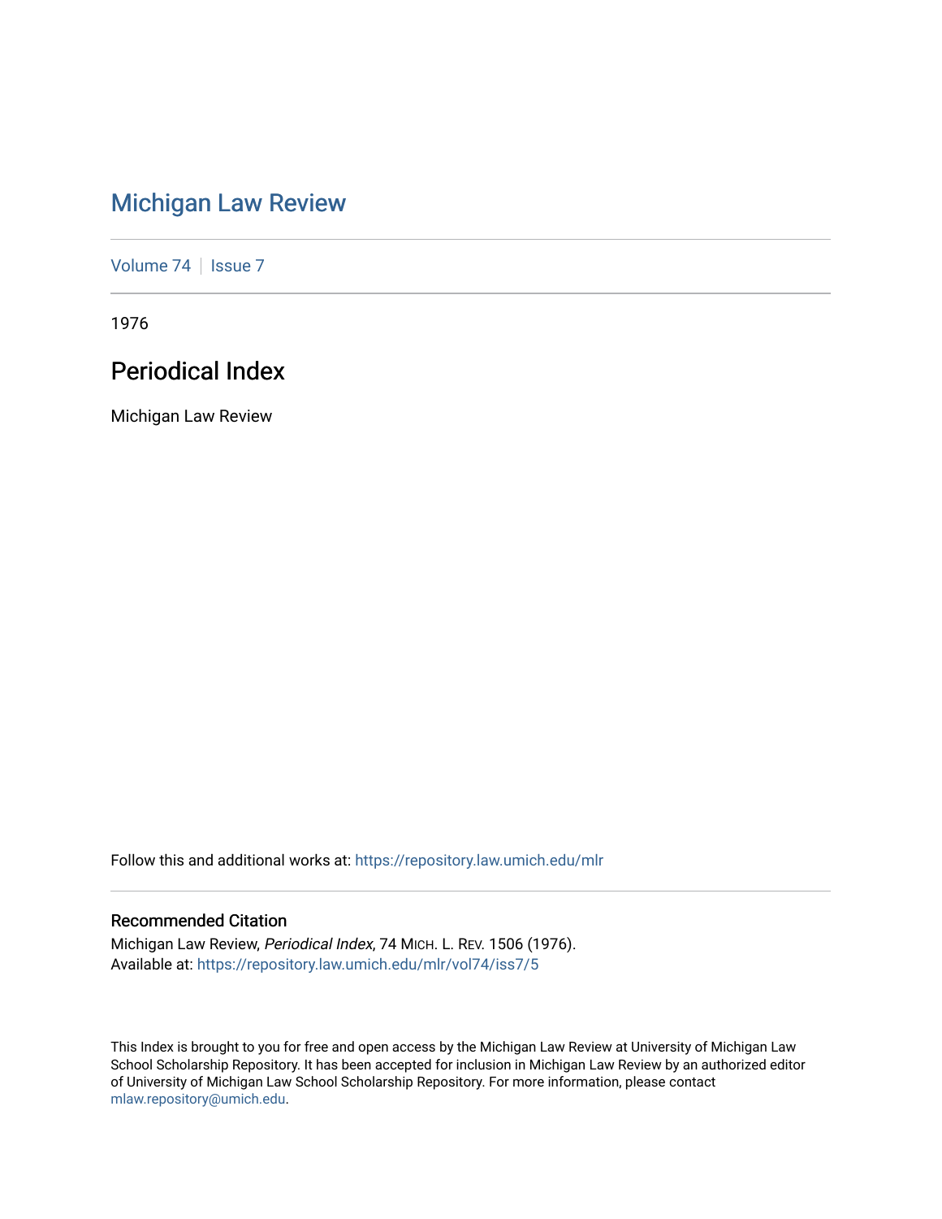# Michigan Law Review

Volume 74 | Issue 7

1976

## Periodical Index

Michigan Law Review

Follow this and additional works at: https://repository.law.umich.edu/mlr

### Recommended Citation

Michigan Law Review, *Periodical Index*, 74 MICH. L. REV. 1506 (1976).
Available at: https://repository.law.umich.edu/mlr/vol74/iss7/5

This Index is brought to you for free and open access by the Michigan Law Review at University of Michigan Law School Scholarship Repository. It has been accepted for inclusion in Michigan Law Review by an authorized editor of University of Michigan Law School Scholarship Repository. For more information, please contact mlaw.repository@umich.edu.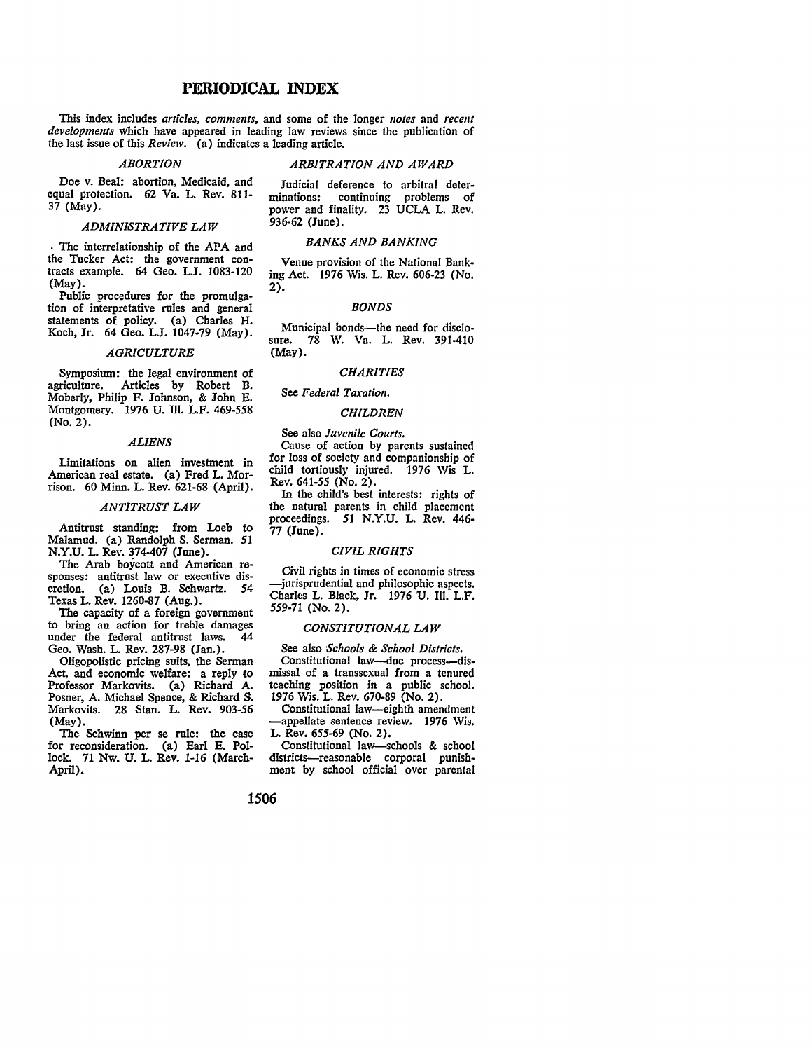# PERIODICAL INDEX

This index includes *articles, comments*, and some of the longer *notes* and *recent developments* which have appeared in leading law reviews since the publication of the last issue of this *Review*. (a) indicates a leading article.

### *ABORTION*

Doe v. Beal: abortion, Medicaid, and equal protection. 62 Va. L. Rev. 811-37 (May).

### *ADMINISTRATIVE LAW*

The interrelationship of the APA and the Tucker Act: the government contracts example. 64 Geo. L.J. 1083-120 (May).

Public procedures for the promulgation of interpretative rules and general statements of policy. (a) Charles H. Koch, Jr. 64 Geo. L.J. 1047-79 (May).

### *AGRICULTURE*

Symposium: the legal environment of agriculture. Articles by Robert B. Moberly, Philip F. Johnson, & John E. Montgomery. 1976 U. Ill. L.F. 469-558 (No. 2).

### *ALIENS*

Limitations on alien investment in American real estate. (a) Fred L. Morrison. 60 Minn. L. Rev. 621-68 (April).

### *ANTITRUST LAW*

Antitrust standing: from Loeb to Malamud. (a) Randolph S. Serman. 51 N.Y.U. L. Rev. 374-407 (June).

The Arab boycott and American responses: antitrust law or executive discretion. (a) Louis B. Schwartz. 54 Texas L. Rev. 1260-87 (Aug.).

The capacity of a foreign government to bring an action for treble damages under the federal antitrust laws. 44 Geo. Wash. L. Rev. 287-98 (Jan.).

Oligopolistic pricing suits, the Serman Act, and economic welfare: a reply to Professor Markovits. (a) Richard A. Posner, A. Michael Spence, & Richard S. Markovits. 28 Stan. L. Rev. 903-56 (May).

The Schwinn per se rule: the case for reconsideration. (a) Earl E. Pollock. 71 Nw. U. L. Rev. 1-16 (March-April).

### *ARBITRATION AND AWARD*

Judicial deference to arbitral determinations: continuing problems of power and finality. 23 UCLA L. Rev. 936-62 (June).

### *BANKS AND BANKING*

Venue provision of the National Banking Act. 1976 Wis. L. Rev. 606-23 (No. 2).

### *BONDS*

Municipal bonds—the need for disclosure. 78 W. Va. L. Rev. 391-410 (May).

### *CHARITIES*

See *Federal Taxation.*

### *CHILDREN*

See also *Juvenile Courts.*

Cause of action by parents sustained for loss of society and companionship of child tortiously injured. 1976 Wis L. Rev. 641-55 (No. 2).

In the child's best interests: rights of the natural parents in child placement proceedings. 51 N.Y.U. L. Rev. 446-77 (June).

### *CIVIL RIGHTS*

Civil rights in times of economic stress —jurisprudential and philosophic aspects. Charles L. Black, Jr. 1976 U. Ill. L.F. 559-71 (No. 2).

### *CONSTITUTIONAL LAW*

See also *Schools & School Districts.*

Constitutional law—due process—dismissal of a transsexual from a tenured teaching position in a public school. 1976 Wis. L. Rev. 670-89 (No. 2).

Constitutional law—eighth amendment —appellate sentence review. 1976 Wis. L. Rev. 655-69 (No. 2).

Constitutional law—schools & school districts—reasonable corporal punishment by school official over parental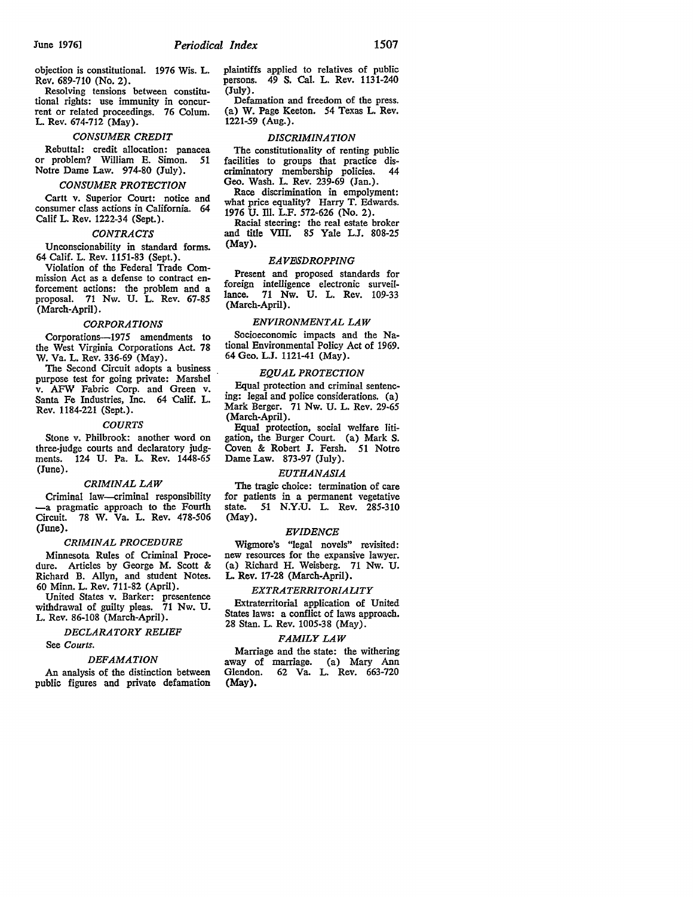objection is constitutional. 1976 Wis. L. Rev. 689-710 (No. 2).

Resolving tensions between constitutional rights: use immunity in concurrent or related proceedings. 76 Colum. L. Rev. 674-712 (May).

### *CONSUMER CREDIT*

Rebuttal: credit allocation: panacea or problem? William E. Simon. 51 Notre Dame Law. 974-80 (July).

### *CONSUMER PROTECTION*

Cartt v. Superior Court: notice and consumer class actions in California. 64 Calif L. Rev. 1222-34 (Sept.).

### *CONTRACTS*

Unconscionability in standard forms. 64 Calif. L. Rev. 1151-83 (Sept.).

Violation of the Federal Trade Commission Act as a defense to contract enforcement actions: the problem and a proposal. 71 Nw. U. L. Rev. 67-85 (March-April).

### *CORPORATIONS*

Corporations—1975 amendments to the West Virginia Corporations Act. 78 W. Va. L. Rev. 336-69 (May).

The Second Circuit adopts a business purpose test for going private: Marshel v. AFW Fabric Corp. and Green v. Santa Fe Industries, Inc. 64 Calif. L. Rev. 1184-221 (Sept.).

### *COURTS*

Stone v. Philbrook: another word on three-judge courts and declaratory judgments. 124 U. Pa. L. Rev. 1448-65 (June).

### *CRIMINAL LAW*

Criminal law—criminal responsibility—a pragmatic approach to the Fourth Circuit. 78 W. Va. L. Rev. 478-506 (June).

### *CRIMINAL PROCEDURE*

Minnesota Rules of Criminal Procedure. Articles by George M. Scott & Richard B. Allyn, and student Notes. 60 Minn. L. Rev. 711-82 (April).

United States v. Barker: presentence withdrawal of guilty pleas. 71 Nw. U. L. Rev. 86-108 (March-April).

### *DECLARATORY RELIEF*

See *Courts.*

### *DEFAMATION*

An analysis of the distinction between public figures and private defamation plaintiffs applied to relatives of public persons. 49 S. Cal. L. Rev. 1131-240 (July).

Defamation and freedom of the press. (a) W. Page Keeton. 54 Texas L. Rev. 1221-59 (Aug.).

### *DISCRIMINATION*

The constitutionality of renting public facilities to groups that practice discriminatory membership policies. 44 Geo. Wash. L. Rev. 239-69 (Jan.).

Race discrimination in empolyment: what price equality? Harry T. Edwards. 1976 U. Ill. L.F. 572-626 (No. 2).

Racial steering: the real estate broker and title VIII. 85 Yale L.J. 808-25 (May).

### *EAVESDROPPING*

Present and proposed standards for foreign intelligence electronic surveillance. 71 Nw. U. L. Rev. 109-33 (March-April).

### *ENVIRONMENTAL LAW*

Socioeconomic impacts and the National Environmental Policy Act of 1969. 64 Geo. L.J. 1121-41 (May).

### *EQUAL PROTECTION*

Equal protection and criminal sentencing: legal and police considerations. (a) Mark Berger. 71 Nw. U. L. Rev. 29-65 (March-April).

Equal protection, social welfare litigation, the Burger Court. (a) Mark S. Coven & Robert J. Fersh. 51 Notre Dame Law. 873-97 (July).

### *EUTHANASIA*

The tragic choice: termination of care for patients in a permanent vegetative state. 51 N.Y.U. L. Rev. 285-310 (May).

### *EVIDENCE*

Wigmore's "legal novels" revisited: new resources for the expansive lawyer. (a) Richard H. Weisberg. 71 Nw. U. L. Rev. 17-28 (March-April).

### *EXTRATERRITORIALITY*

Extraterritorial application of United States laws: a conflict of laws approach. 28 Stan. L. Rev. 1005-38 (May).

### *FAMILY LAW*

Marriage and the state: the withering away of marriage. (a) Mary Ann Glendon. 62 Va. L. Rev. 663-720 (May).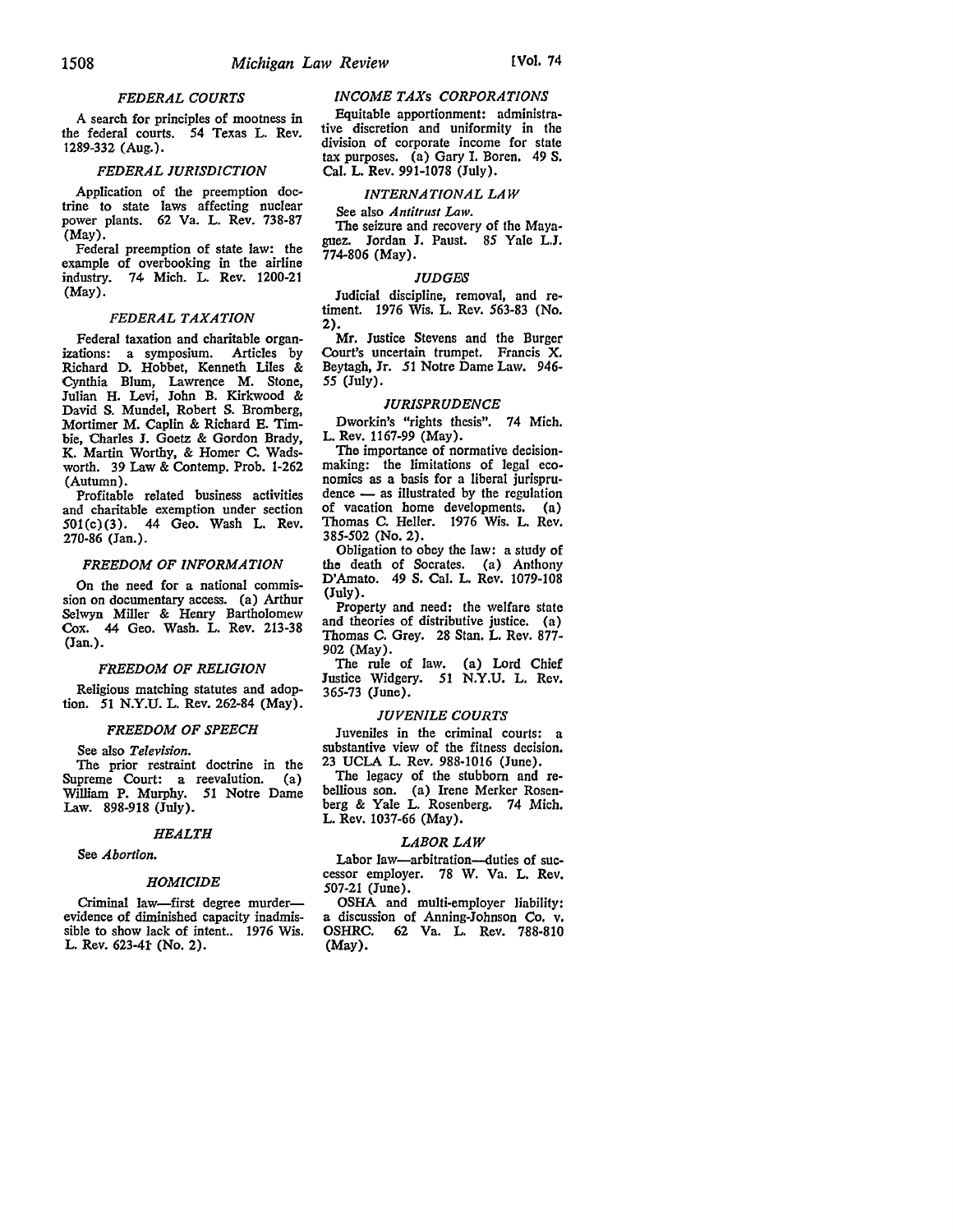### *FEDERAL COURTS*

A search for principles of mootness in the federal courts. 54 Texas L. Rev. 1289-332 (Aug.).

### *FEDERAL JURISDICTION*

Application of the preemption doctrine to state laws affecting nuclear power plants. 62 Va. L. Rev. 738-87 (May).

Federal preemption of state law: the example of overbooking in the airline industry. 74 Mich. L. Rev. 1200-21 (May).

### *FEDERAL TAXATION*

Federal taxation and charitable organizations: a symposium. Articles by Richard D. Hobbet, Kenneth Liles & Cynthia Blum, Lawrence M. Stone, Julian H. Levi, John B. Kirkwood & David S. Mundel, Robert S. Bromberg, Mortimer M. Caplin & Richard E. Timbie, Charles J. Goetz & Gordon Brady, K. Martin Worthy, & Homer C. Wadsworth. 39 Law & Contemp. Prob. 1-262 (Autumn).

Profitable related business activities and charitable exemption under section 501(c)(3). 44 Geo. Wash L. Rev. 270-86 (Jan.).

### *FREEDOM OF INFORMATION*

On the need for a national commission on documentary access. (a) Arthur Selwyn Miller & Henry Bartholomew Cox. 44 Geo. Wash. L. Rev. 213-38 (Jan.).

### *FREEDOM OF RELIGION*

Religious matching statutes and adoption. 51 N.Y.U. L. Rev. 262-84 (May).

### *FREEDOM OF SPEECH*

See also *Television.*

The prior restraint doctrine in the Supreme Court: a reevalution. (a) William P. Murphy. 51 Notre Dame Law. 898-918 (July).

### *HEALTH*

See *Abortion.*

### *HOMICIDE*

Criminal law—first degree murder—evidence of diminished capacity inadmissible to show lack of intent.. 1976 Wis. L. Rev. 623-41 (No. 2).

### *INCOME TAXs CORPORATIONS*

Equitable apportionment: administrative discretion and uniformity in the division of corporate income for state tax purposes. (a) Gary I. Boren. 49 S. Cal. L. Rev. 991-1078 (July).

### *INTERNATIONAL LAW*

See also *Antitrust Law.*

The seizure and recovery of the Mayaguez. Jordan J. Paust. 85 Yale L.J. 774-806 (May).

### *JUDGES*

Judicial discipline, removal, and retiment. 1976 Wis. L. Rev. 563-83 (No. 2).

Mr. Justice Stevens and the Burger Court's uncertain trumpet. Francis X. Beytagh, Jr. 51 Notre Dame Law. 946-55 (July).

### *JURISPRUDENCE*

Dworkin's "rights thesis". 74 Mich. L. Rev. 1167-99 (May).

The importance of normative decisionmaking: the limitations of legal economics as a basis for a liberal jurisprudence — as illustrated by the regulation of vacation home developments. (a) Thomas C. Heller. 1976 Wis. L. Rev. 385-502 (No. 2).

Obligation to obey the law: a study of the death of Socrates. (a) Anthony D'Amato. 49 S. Cal. L. Rev. 1079-108 (July).

Property and need: the welfare state and theories of distributive justice. (a) Thomas C. Grey. 28 Stan. L. Rev. 877-902 (May).

The rule of law. (a) Lord Chief Justice Widgery. 51 N.Y.U. L. Rev. 365-73 (June).

### *JUVENILE COURTS*

Juveniles in the criminal courts: a substantive view of the fitness decision. 23 UCLA L. Rev. 988-1016 (June).

The legacy of the stubborn and rebellious son. (a) Irene Merker Rosenberg & Yale L. Rosenberg. 74 Mich. L. Rev. 1037-66 (May).

### *LABOR LAW*

Labor law—arbitration—duties of successor employer. 78 W. Va. L. Rev. 507-21 (June).

OSHA and multi-employer liability: a discussion of Anning-Johnson Co. v. OSHRC. 62 Va. L. Rev. 788-810 (May).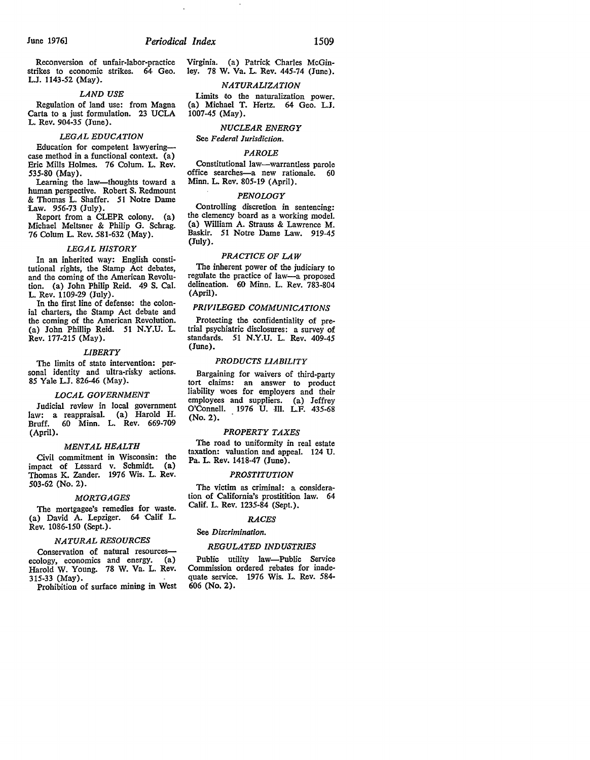Reconversion of unfair-labor-practice strikes to economic strikes. 64 Geo. L.J. 1143-52 (May).

### *LAND USE*

Regulation of land use: from Magna Carta to a just formulation. 23 UCLA L. Rev. 904-35 (June).

### *LEGAL EDUCATION*

Education for competent lawyering—case method in a functional context. (a) Eric Mills Holmes. 76 Colum. L. Rev. 535-80 (May).

Learning the law—thoughts toward a human perspective. Robert S. Redmount & Thomas L. Shaffer. 51 Notre Dame Law. 956-73 (July).

Report from a CLEPR colony. (a) Michael Meltsner & Philip G. Schrag. 76 Colum L. Rev. 581-632 (May).

### *LEGAL HISTORY*

In an inherited way: English constitutional rights, the Stamp Act debates, and the coming of the American Revolution. (a) John Philip Reid. 49 S. Cal. L. Rev. 1109-29 (July).

In the first line of defense: the colonial charters, the Stamp Act debate and the coming of the American Revolution. (a) John Phillip Reid. 51 N.Y.U. L. Rev. 177-215 (May).

### *LIBERTY*

The limits of state intervention: personal identity and ultra-risky actions. 85 Yale L.J. 826-46 (May).

### *LOCAL GOVERNMENT*

Judicial review in local government law: a reappraisal. (a) Harold H. Bruff. 60 Minn. L. Rev. 669-709 (April).

### *MENTAL HEALTH*

Civil commitment in Wisconsin: the impact of Lessard v. Schmidt. (a) Thomas K. Zander. 1976 Wis. L. Rev. 503-62 (No. 2).

### *MORTGAGES*

The mortgagee's remedies for waste. (a) David A. Lepziger. 64 Calif L. Rev. 1086-150 (Sept.).

### *NATURAL RESOURCES*

Conservation of natural resources—ecology, economics and energy. (a) Harold W. Young. 78 W. Va. L. Rev. 315-33 (May).

Prohibition of surface mining in West Virginia. (a) Patrick Charles McGinley. 78 W. Va. L. Rev. 445-74 (June).

### *NATURALIZATION*

Limits to the naturalization power. (a) Michael T. Hertz. 64 Geo. L.J. 1007-45 (May).

### *NUCLEAR ENERGY*

See *Federal Jurisdiction.*

### *PAROLE*

Constitutional law—warrantless parole office searches—a new rationale. 60 Minn. L. Rev. 805-19 (April).

### *PENOLOGY*

Controlling discretion in sentencing: the clemency board as a working model. (a) William A. Strauss & Lawrence M. Baskir. 51 Notre Dame Law. 919-45 (July).

### *PRACTICE OF LAW*

The inherent power of the judiciary to regulate the practice of law—a proposed delineation. 60 Minn. L. Rev. 783-804 (April).

### *PRIVILEGED COMMUNICATIONS*

Protecting the confidentiality of pretrial psychiatric disclosures: a survey of standards. 51 N.Y.U. L. Rev. 409-45 (June).

### *PRODUCTS LIABILITY*

Bargaining for waivers of third-party tort claims: an answer to product liability woes for employers and their employees and suppliers. (a) Jeffrey O'Connell. 1976 U. Ill. L.F. 435-68 (No. 2).

### *PROPERTY TAXES*

The road to uniformity in real estate taxation: valuation and appeal. 124 U. Pa. L. Rev. 1418-47 (June).

### *PROSTITUTION*

The victim as criminal: a consideration of California's prostitition law. 64 Calif. L. Rev. 1235-84 (Sept.).

### *RACES*

See *Discrimination.*

### *REGULATED INDUSTRIES*

Public utility law—Public Service Commission ordered rebates for inadequate service. 1976 Wis. L. Rev. 584-606 (No. 2).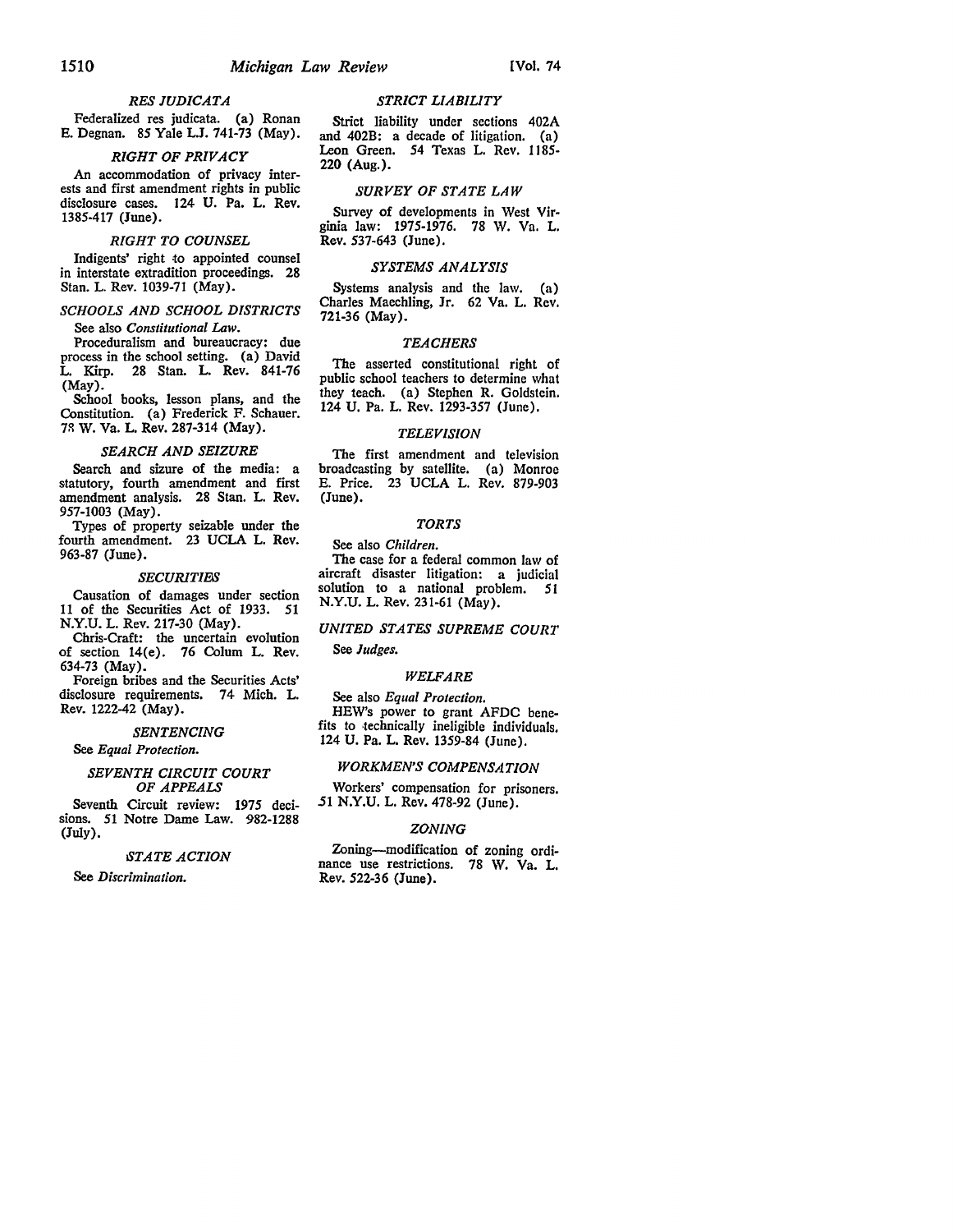### *RES JUDICATA*

Federalized res judicata. (a) Ronan E. Degnan. 85 Yale L.J. 741-73 (May).

### *RIGHT OF PRIVACY*

An accommodation of privacy interests and first amendment rights in public disclosure cases. 124 U. Pa. L. Rev. 1385-417 (June).

### *RIGHT TO COUNSEL*

Indigents' right to appointed counsel in interstate extradition proceedings. 28 Stan. L. Rev. 1039-71 (May).

### *SCHOOLS AND SCHOOL DISTRICTS*

See also *Constitutional Law.*

Proceduralism and bureaucracy: due process in the school setting. (a) David L. Kirp. 28 Stan. L. Rev. 841-76 (May).

School books, lesson plans, and the Constitution. (a) Frederick F. Schauer. 78 W. Va. L. Rev. 287-314 (May).

### *SEARCH AND SEIZURE*

Search and sizure of the media: a statutory, fourth amendment and first amendment analysis. 28 Stan. L. Rev. 957-1003 (May).

Types of property seizable under the fourth amendment. 23 UCLA L. Rev. 963-87 (June).

### *SECURITIES*

Causation of damages under section 11 of the Securities Act of 1933. 51 N.Y.U. L. Rev. 217-30 (May).

Chris-Craft: the uncertain evolution of section 14(e). 76 Colum L. Rev. 634-73 (May).

Foreign bribes and the Securities Acts' disclosure requirements. 74 Mich. L. Rev. 1222-42 (May).

### *SENTENCING*

See *Equal Protection.*

### *SEVENTH CIRCUIT COURT OF APPEALS*

Seventh Circuit review: 1975 decisions. 51 Notre Dame Law. 982-1288 (July).

### *STATE ACTION*

See *Discrimination.*

### *STRICT LIABILITY*

Strict liability under sections 402A and 402B: a decade of litigation. (a) Leon Green. 54 Texas L. Rev. 1185-220 (Aug.).

### *SURVEY OF STATE LAW*

Survey of developments in West Virginia law: 1975-1976. 78 W. Va. L. Rev. 537-643 (June).

### *SYSTEMS ANALYSIS*

Systems analysis and the law. (a) Charles Maechling, Jr. 62 Va. L. Rev. 721-36 (May).

### *TEACHERS*

The asserted constitutional right of public school teachers to determine what they teach. (a) Stephen R. Goldstein. 124 U. Pa. L. Rev. 1293-357 (June).

### *TELEVISION*

The first amendment and television broadcasting by satellite. (a) Monroe E. Price. 23 UCLA L. Rev. 879-903 (June).

### *TORTS*

See also *Children.*

The case for a federal common law of aircraft disaster litigation: a judicial solution to a national problem. 51 N.Y.U. L. Rev. 231-61 (May).

### *UNITED STATES SUPREME COURT*

See *Judges.*

### *WELFARE*

See also *Equal Protection.*

HEW's power to grant AFDC benefits to technically ineligible individuals. 124 U. Pa. L. Rev. 1359-84 (June).

### *WORKMEN'S COMPENSATION*

Workers' compensation for prisoners. 51 N.Y.U. L. Rev. 478-92 (June).

### *ZONING*

Zoning—modification of zoning ordinance use restrictions. 78 W. Va. L. Rev. 522-36 (June).